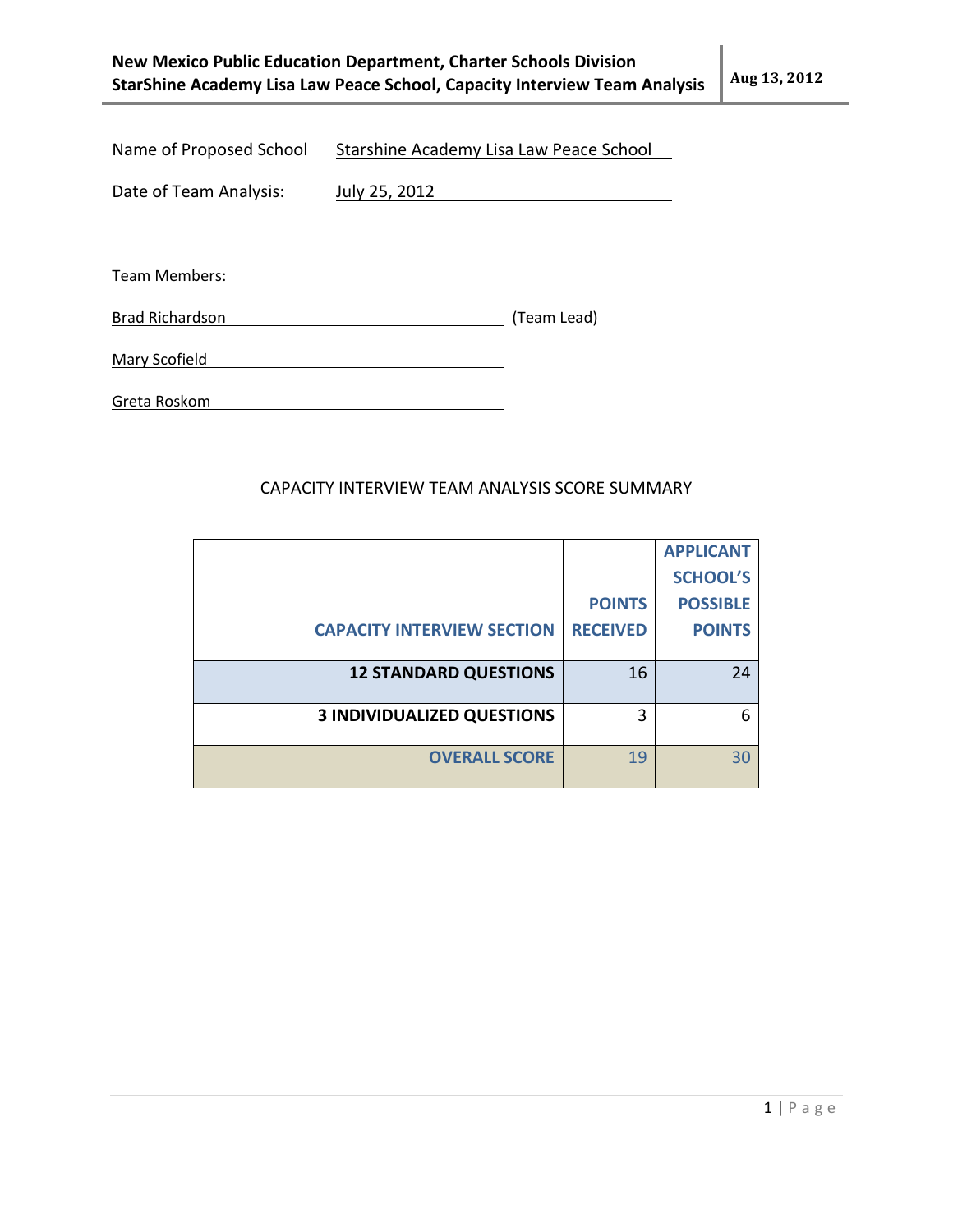Name of Proposed School: Starshine Academy Lisa Law Peace School

Date of Team Analysis: July 25, 2012

Team Members:

Brad Richardson (Team Lead)

Mary Scofield

Greta Roskom

## CAPACITY INTERVIEW TEAM ANALYSIS SCORE SUMMARY

| CAPACITY INTERVIEW SECTION | POINTS RECEIVED | APPLICANT SCHOOL'S POSSIBLE POINTS |
|---|---|---|
| **12 STANDARD QUESTIONS** | 16 | 24 |
| **3 INDIVIDUALIZED QUESTIONS** | 3 | 6 |
| **OVERALL SCORE** | 19 | 30 |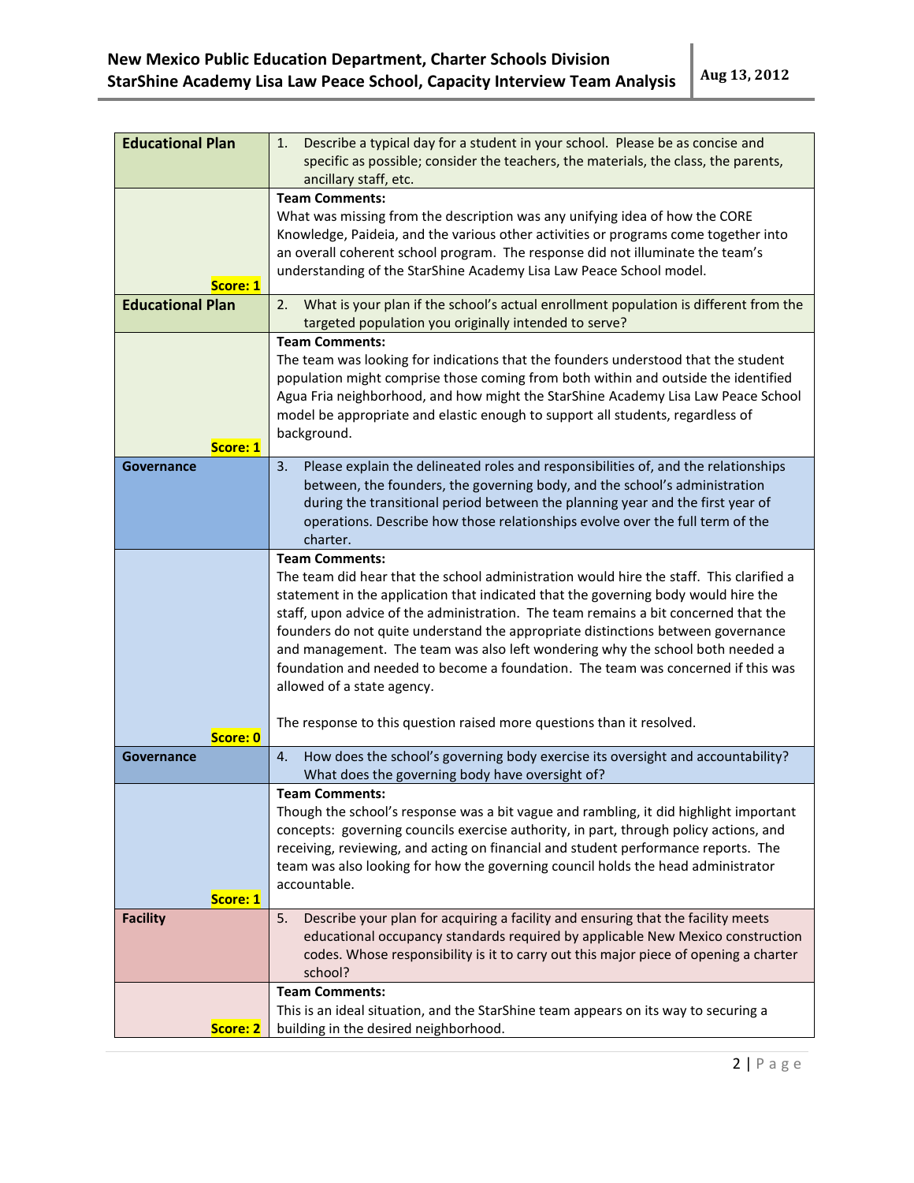| Category | Question / Team Comments |
| --- | --- |
| **Educational Plan** | 1. Describe a typical day for a student in your school. Please be as concise and specific as possible; consider the teachers, the materials, the class, the parents, ancillary staff, etc. |
| **Score: 1** | **Team Comments:** What was missing from the description was any unifying idea of how the CORE Knowledge, Paideia, and the various other activities or programs come together into an overall coherent school program. The response did not illuminate the team's understanding of the StarShine Academy Lisa Law Peace School model. |
| **Educational Plan** | 2. What is your plan if the school's actual enrollment population is different from the targeted population you originally intended to serve? |
| **Score: 1** | **Team Comments:** The team was looking for indications that the founders understood that the student population might comprise those coming from both within and outside the identified Agua Fria neighborhood, and how might the StarShine Academy Lisa Law Peace School model be appropriate and elastic enough to support all students, regardless of background. |
| **Governance** | 3. Please explain the delineated roles and responsibilities of, and the relationships between, the founders, the governing body, and the school's administration during the transitional period between the planning year and the first year of operations. Describe how those relationships evolve over the full term of the charter. |
| **Score: 0** | **Team Comments:** The team did hear that the school administration would hire the staff. This clarified a statement in the application that indicated that the governing body would hire the staff, upon advice of the administration. The team remains a bit concerned that the founders do not quite understand the appropriate distinctions between governance and management. The team was also left wondering why the school both needed a foundation and needed to become a foundation. The team was concerned if this was allowed of a state agency.<br><br>The response to this question raised more questions than it resolved. |
| **Governance** | 4. How does the school's governing body exercise its oversight and accountability? What does the governing body have oversight of? |
| **Score: 1** | **Team Comments:** Though the school's response was a bit vague and rambling, it did highlight important concepts: governing councils exercise authority, in part, through policy actions, and receiving, reviewing, and acting on financial and student performance reports. The team was also looking for how the governing council holds the head administrator accountable. |
| **Facility** | 5. Describe your plan for acquiring a facility and ensuring that the facility meets educational occupancy standards required by applicable New Mexico construction codes. Whose responsibility is it to carry out this major piece of opening a charter school? |
| **Score: 2** | **Team Comments:** This is an ideal situation, and the StarShine team appears on its way to securing a building in the desired neighborhood. |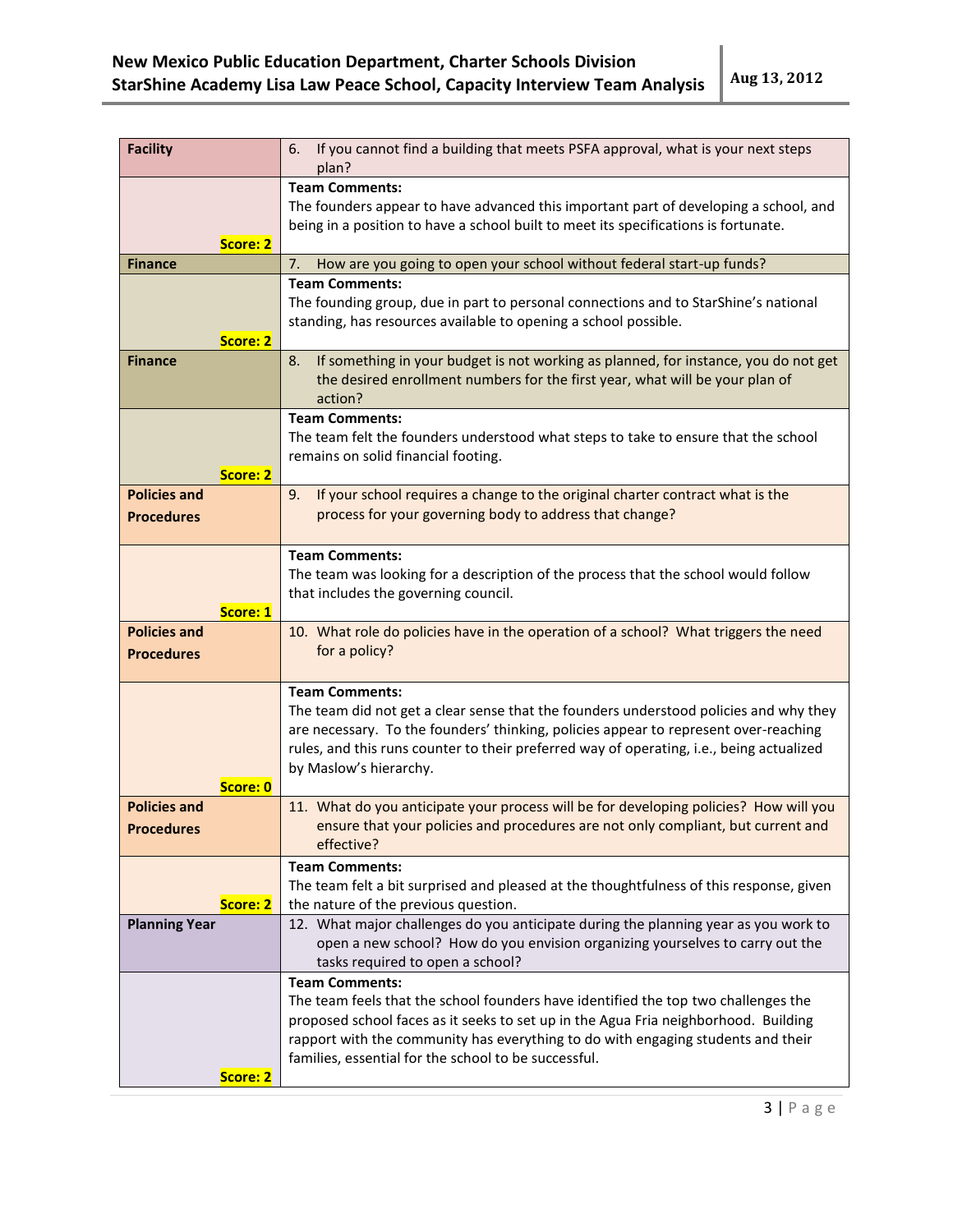| Category | Question / Comments |
|---|---|
| **Facility** | 6. If you cannot find a building that meets PSFA approval, what is your next steps plan? |
| **Score: 2** | **Team Comments:** The founders appear to have advanced this important part of developing a school, and being in a position to have a school built to meet its specifications is fortunate. |
| **Finance** | 7. How are you going to open your school without federal start-up funds? |
| **Score: 2** | **Team Comments:** The founding group, due in part to personal connections and to StarShine's national standing, has resources available to opening a school possible. |
| **Finance** | 8. If something in your budget is not working as planned, for instance, you do not get the desired enrollment numbers for the first year, what will be your plan of action? |
| **Score: 2** | **Team Comments:** The team felt the founders understood what steps to take to ensure that the school remains on solid financial footing. |
| **Policies and Procedures** | 9. If your school requires a change to the original charter contract what is the process for your governing body to address that change? |
| **Score: 1** | **Team Comments:** The team was looking for a description of the process that the school would follow that includes the governing council. |
| **Policies and Procedures** | 10. What role do policies have in the operation of a school? What triggers the need for a policy? |
| **Score: 0** | **Team Comments:** The team did not get a clear sense that the founders understood policies and why they are necessary. To the founders' thinking, policies appear to represent over-reaching rules, and this runs counter to their preferred way of operating, i.e., being actualized by Maslow's hierarchy. |
| **Policies and Procedures** | 11. What do you anticipate your process will be for developing policies? How will you ensure that your policies and procedures are not only compliant, but current and effective? |
| **Score: 2** | **Team Comments:** The team felt a bit surprised and pleased at the thoughtfulness of this response, given the nature of the previous question. |
| **Planning Year** | 12. What major challenges do you anticipate during the planning year as you work to open a new school? How do you envision organizing yourselves to carry out the tasks required to open a school? |
| **Score: 2** | **Team Comments:** The team feels that the school founders have identified the top two challenges the proposed school faces as it seeks to set up in the Agua Fria neighborhood. Building rapport with the community has everything to do with engaging students and their families, essential for the school to be successful. |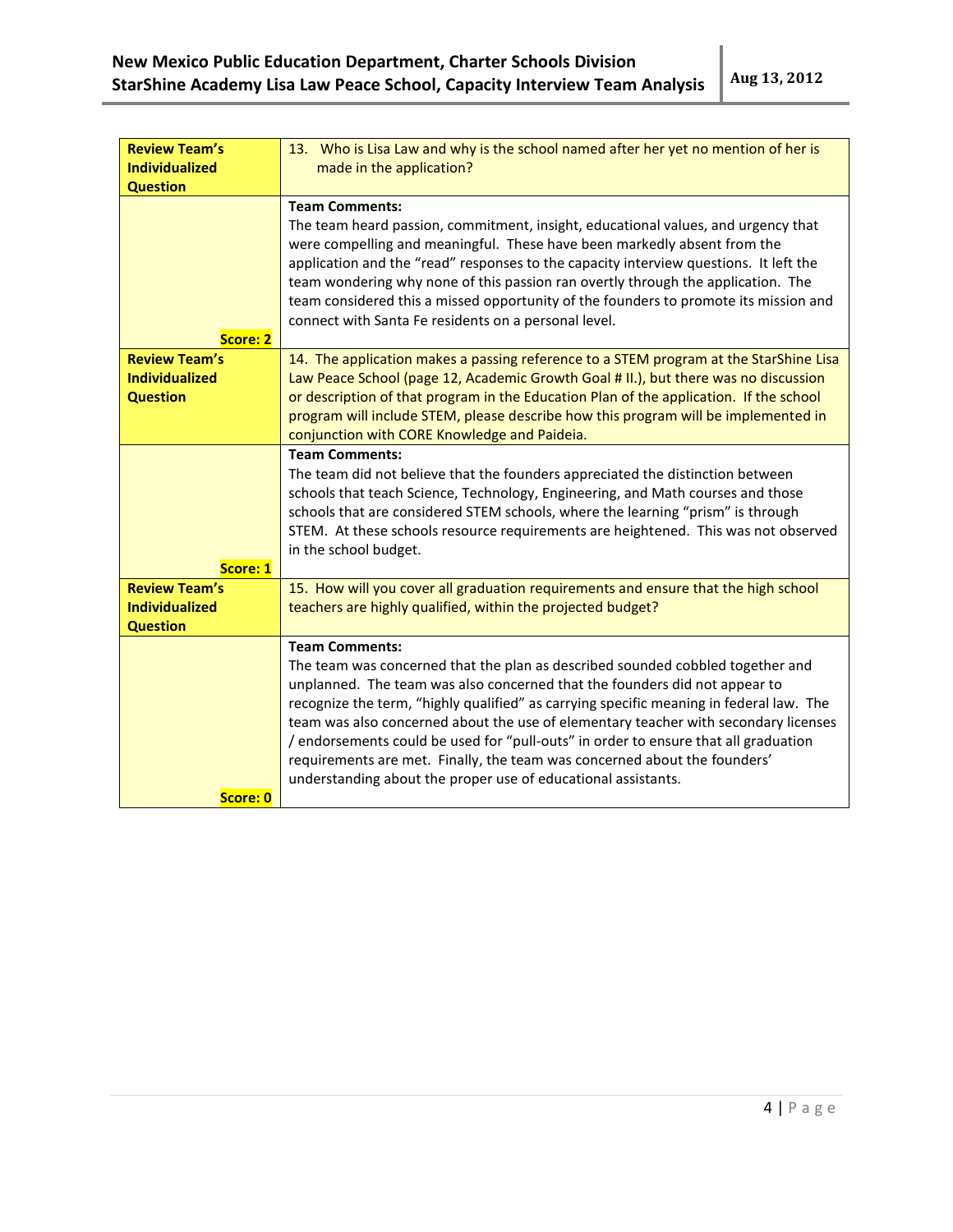| | |
|---|---|
| **Review Team's Individualized Question** | 13. Who is Lisa Law and why is the school named after her yet no mention of her is made in the application? |
| **Score: 2** | **Team Comments:** The team heard passion, commitment, insight, educational values, and urgency that were compelling and meaningful. These have been markedly absent from the application and the "read" responses to the capacity interview questions. It left the team wondering why none of this passion ran overtly through the application. The team considered this a missed opportunity of the founders to promote its mission and connect with Santa Fe residents on a personal level. |
| **Review Team's Individualized Question** | 14. The application makes a passing reference to a STEM program at the StarShine Lisa Law Peace School (page 12, Academic Growth Goal # II.), but there was no discussion or description of that program in the Education Plan of the application. If the school program will include STEM, please describe how this program will be implemented in conjunction with CORE Knowledge and Paideia. |
| **Score: 1** | **Team Comments:** The team did not believe that the founders appreciated the distinction between schools that teach Science, Technology, Engineering, and Math courses and those schools that are considered STEM schools, where the learning "prism" is through STEM. At these schools resource requirements are heightened. This was not observed in the school budget. |
| **Review Team's Individualized Question** | 15. How will you cover all graduation requirements and ensure that the high school teachers are highly qualified, within the projected budget? |
| **Score: 0** | **Team Comments:** The team was concerned that the plan as described sounded cobbled together and unplanned. The team was also concerned that the founders did not appear to recognize the term, "highly qualified" as carrying specific meaning in federal law. The team was also concerned about the use of elementary teacher with secondary licenses / endorsements could be used for "pull-outs" in order to ensure that all graduation requirements are met. Finally, the team was concerned about the founders' understanding about the proper use of educational assistants. |